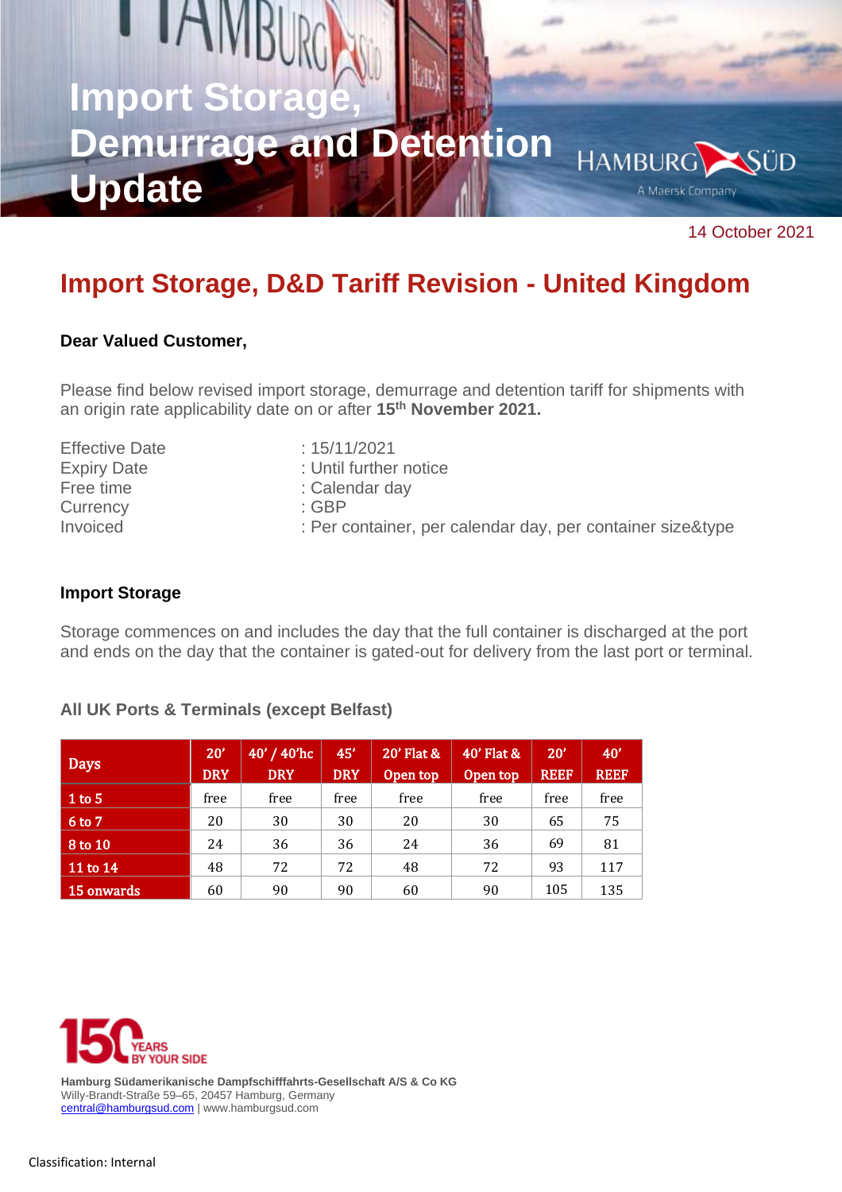# Import Storage, Demurrage and Detention Update

14 October 2021

## Import Storage, D&D Tariff Revision - United Kingdom

**Dear Valued Customer,**

Please find below revised import storage, demurrage and detention tariff for shipments with an origin rate applicability date on or after **15th November 2021.**

| | |
|---|---|
| Effective Date | : 15/11/2021 |
| Expiry Date | : Until further notice |
| Free time | : Calendar day |
| Currency | : GBP |
| Invoiced | : Per container, per calendar day, per container size&type |

### Import Storage

Storage commences on and includes the day that the full container is discharged at the port and ends on the day that the container is gated-out for delivery from the last port or terminal.

**All UK Ports & Terminals (except Belfast)**

| Days | 20' DRY | 40' / 40'hc DRY | 45' DRY | 20' Flat & Open top | 40' Flat & Open top | 20' REEF | 40' REEF |
|---|---|---|---|---|---|---|---|
| 1 to 5 | free | free | free | free | free | free | free |
| 6 to 7 | 20 | 30 | 30 | 20 | 30 | 65 | 75 |
| 8 to 10 | 24 | 36 | 36 | 24 | 36 | 69 | 81 |
| 11 to 14 | 48 | 72 | 72 | 48 | 72 | 93 | 117 |
| 15 onwards | 60 | 90 | 90 | 60 | 90 | 105 | 135 |

150 YEARS BY YOUR SIDE

**Hamburg Südamerikanische Dampfschifffahrts-Gesellschaft A/S & Co KG**
Willy-Brandt-Straße 59–65, 20457 Hamburg, Germany
central@hamburgsud.com | www.hamburgsud.com

Classification: Internal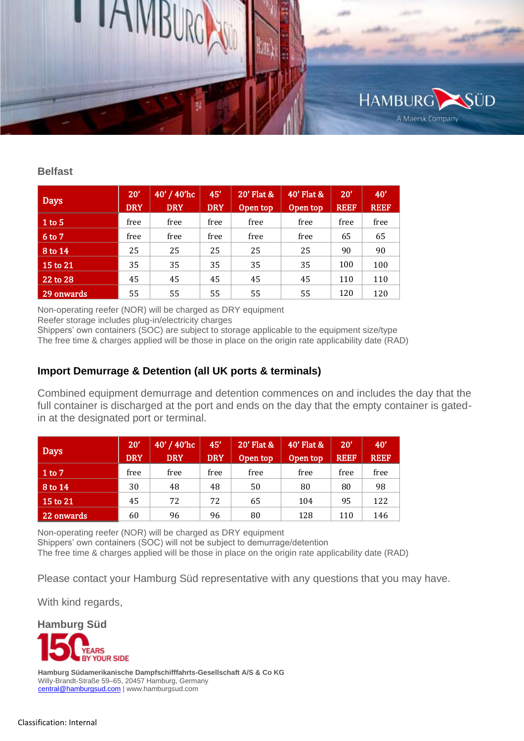### Belfast

| Days | 20' DRY | 40' / 40'hc DRY | 45' DRY | 20' Flat & Open top | 40' Flat & Open top | 20' REEF | 40' REEF |
|---|---|---|---|---|---|---|---|
| 1 to 5 | free | free | free | free | free | free | free |
| 6 to 7 | free | free | free | free | free | 65 | 65 |
| 8 to 14 | 25 | 25 | 25 | 25 | 25 | 90 | 90 |
| 15 to 21 | 35 | 35 | 35 | 35 | 35 | 100 | 100 |
| 22 to 28 | 45 | 45 | 45 | 45 | 45 | 110 | 110 |
| 29 onwards | 55 | 55 | 55 | 55 | 55 | 120 | 120 |

Non-operating reefer (NOR) will be charged as DRY equipment
Reefer storage includes plug-in/electricity charges
Shippers' own containers (SOC) are subject to storage applicable to the equipment size/type
The free time & charges applied will be those in place on the origin rate applicability date (RAD)

### Import Demurrage & Detention (all UK ports & terminals)

Combined equipment demurrage and detention commences on and includes the day that the full container is discharged at the port and ends on the day that the empty container is gated-in at the designated port or terminal.

| Days | 20' DRY | 40' / 40'hc DRY | 45' DRY | 20' Flat & Open top | 40' Flat & Open top | 20' REEF | 40' REEF |
|---|---|---|---|---|---|---|---|
| 1 to 7 | free | free | free | free | free | free | free |
| 8 to 14 | 30 | 48 | 48 | 50 | 80 | 80 | 98 |
| 15 to 21 | 45 | 72 | 72 | 65 | 104 | 95 | 122 |
| 22 onwards | 60 | 96 | 96 | 80 | 128 | 110 | 146 |

Non-operating reefer (NOR) will be charged as DRY equipment
Shippers' own containers (SOC) will not be subject to demurrage/detention
The free time & charges applied will be those in place on the origin rate applicability date (RAD)

Please contact your Hamburg Süd representative with any questions that you may have.

With kind regards,

**Hamburg Süd**

150 YEARS BY YOUR SIDE

**Hamburg Südamerikanische Dampfschifffahrts-Gesellschaft A/S & Co KG**
Willy-Brandt-Straße 59–65, 20457 Hamburg, Germany
central@hamburgsud.com | www.hamburgsud.com

Classification: Internal